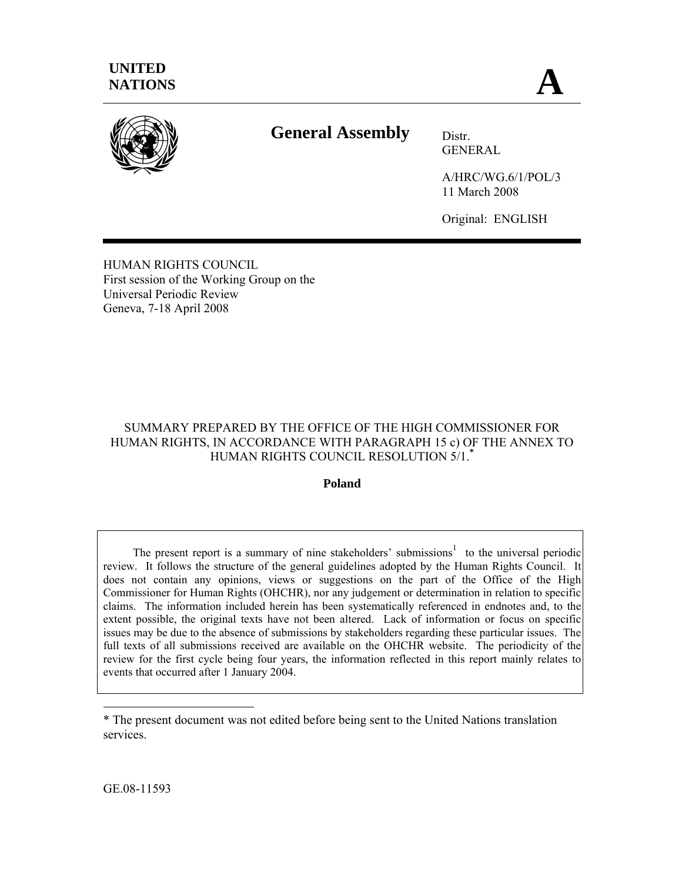**UNITED NATIONS**

**A**

# General Assembly

Distr.
GENERAL

A/HRC/WG.6/1/POL/3
11 March 2008

Original: ENGLISH

HUMAN RIGHTS COUNCIL
First session of the Working Group on the
Universal Periodic Review
Geneva, 7-18 April 2008

SUMMARY PREPARED BY THE OFFICE OF THE HIGH COMMISSIONER FOR HUMAN RIGHTS, IN ACCORDANCE WITH PARAGRAPH 15 c) OF THE ANNEX TO HUMAN RIGHTS COUNCIL RESOLUTION 5/1.*

**Poland**

The present report is a summary of nine stakeholders' submissions[1] to the universal periodic review. It follows the structure of the general guidelines adopted by the Human Rights Council. It does not contain any opinions, views or suggestions on the part of the Office of the High Commissioner for Human Rights (OHCHR), nor any judgement or determination in relation to specific claims. The information included herein has been systematically referenced in endnotes and, to the extent possible, the original texts have not been altered. Lack of information or focus on specific issues may be due to the absence of submissions by stakeholders regarding these particular issues. The full texts of all submissions received are available on the OHCHR website. The periodicity of the review for the first cycle being four years, the information reflected in this report mainly relates to events that occurred after 1 January 2004.

---

* The present document was not edited before being sent to the United Nations translation services.

GE.08-11593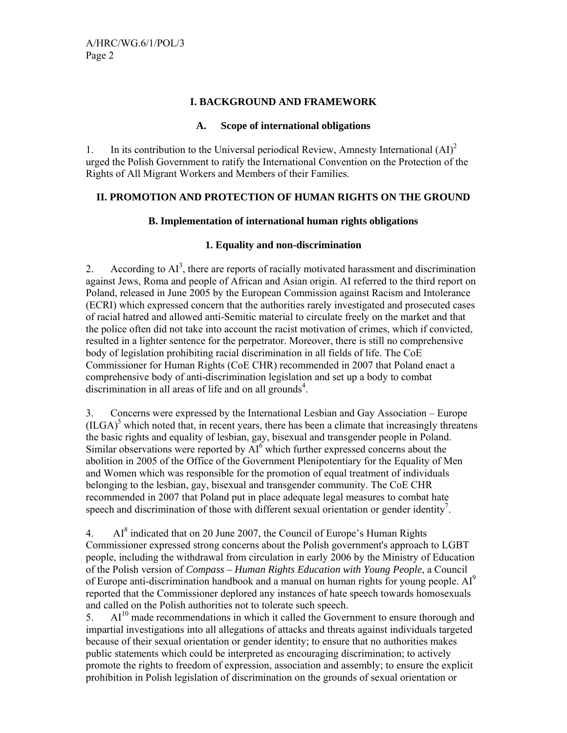## I. BACKGROUND AND FRAMEWORK

### A. Scope of international obligations

1. In its contribution to the Universal periodical Review, Amnesty International (AI)[2] urged the Polish Government to ratify the International Convention on the Protection of the Rights of All Migrant Workers and Members of their Families.

## II. PROMOTION AND PROTECTION OF HUMAN RIGHTS ON THE GROUND

### B. Implementation of international human rights obligations

#### 1. Equality and non-discrimination

2. According to AI[3], there are reports of racially motivated harassment and discrimination against Jews, Roma and people of African and Asian origin. AI referred to the third report on Poland, released in June 2005 by the European Commission against Racism and Intolerance (ECRI) which expressed concern that the authorities rarely investigated and prosecuted cases of racial hatred and allowed anti-Semitic material to circulate freely on the market and that the police often did not take into account the racist motivation of crimes, which if convicted, resulted in a lighter sentence for the perpetrator. Moreover, there is still no comprehensive body of legislation prohibiting racial discrimination in all fields of life. The CoE Commissioner for Human Rights (CoE CHR) recommended in 2007 that Poland enact a comprehensive body of anti-discrimination legislation and set up a body to combat discrimination in all areas of life and on all grounds[4].

3. Concerns were expressed by the International Lesbian and Gay Association – Europe (ILGA)[5] which noted that, in recent years, there has been a climate that increasingly threatens the basic rights and equality of lesbian, gay, bisexual and transgender people in Poland. Similar observations were reported by AI[6] which further expressed concerns about the abolition in 2005 of the Office of the Government Plenipotentiary for the Equality of Men and Women which was responsible for the promotion of equal treatment of individuals belonging to the lesbian, gay, bisexual and transgender community. The CoE CHR recommended in 2007 that Poland put in place adequate legal measures to combat hate speech and discrimination of those with different sexual orientation or gender identity[7].

4. AI[8] indicated that on 20 June 2007, the Council of Europe's Human Rights Commissioner expressed strong concerns about the Polish government's approach to LGBT people, including the withdrawal from circulation in early 2006 by the Ministry of Education of the Polish version of *Compass – Human Rights Education with Young People*, a Council of Europe anti-discrimination handbook and a manual on human rights for young people. AI[9] reported that the Commissioner deplored any instances of hate speech towards homosexuals and called on the Polish authorities not to tolerate such speech.

5. AI[10] made recommendations in which it called the Government to ensure thorough and impartial investigations into all allegations of attacks and threats against individuals targeted because of their sexual orientation or gender identity; to ensure that no authorities makes public statements which could be interpreted as encouraging discrimination; to actively promote the rights to freedom of expression, association and assembly; to ensure the explicit prohibition in Polish legislation of discrimination on the grounds of sexual orientation or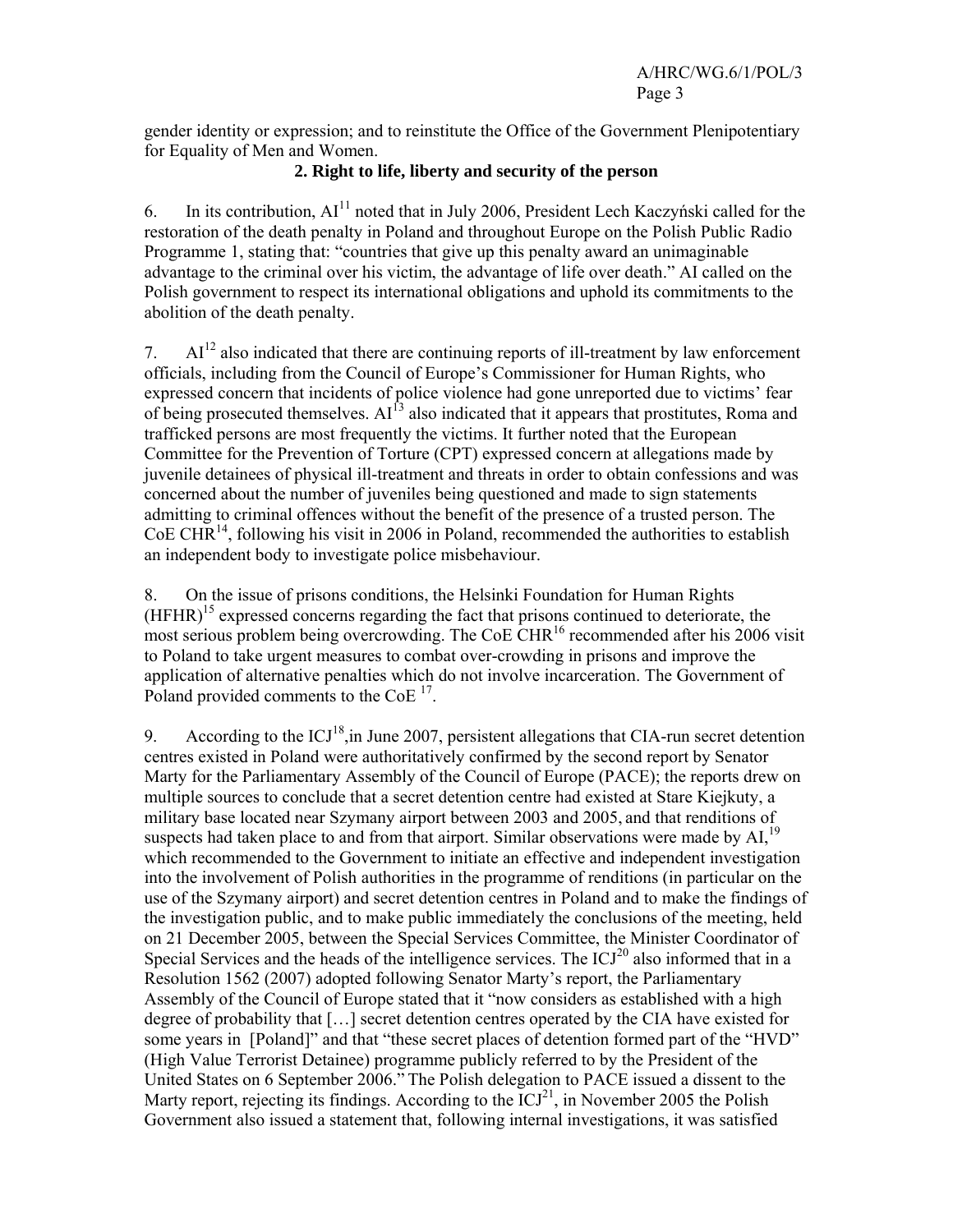gender identity or expression; and to reinstitute the Office of the Government Plenipotentiary for Equality of Men and Women.

### 2. Right to life, liberty and security of the person

6. In its contribution, AI[11] noted that in July 2006, President Lech Kaczyński called for the restoration of the death penalty in Poland and throughout Europe on the Polish Public Radio Programme 1, stating that: "countries that give up this penalty award an unimaginable advantage to the criminal over his victim, the advantage of life over death." AI called on the Polish government to respect its international obligations and uphold its commitments to the abolition of the death penalty.

7. AI[12] also indicated that there are continuing reports of ill-treatment by law enforcement officials, including from the Council of Europe's Commissioner for Human Rights, who expressed concern that incidents of police violence had gone unreported due to victims' fear of being prosecuted themselves. AI[13] also indicated that it appears that prostitutes, Roma and trafficked persons are most frequently the victims. It further noted that the European Committee for the Prevention of Torture (CPT) expressed concern at allegations made by juvenile detainees of physical ill-treatment and threats in order to obtain confessions and was concerned about the number of juveniles being questioned and made to sign statements admitting to criminal offences without the benefit of the presence of a trusted person. The CoE CHR[14], following his visit in 2006 in Poland, recommended the authorities to establish an independent body to investigate police misbehaviour.

8. On the issue of prisons conditions, the Helsinki Foundation for Human Rights (HFHR)[15] expressed concerns regarding the fact that prisons continued to deteriorate, the most serious problem being overcrowding. The CoE CHR[16] recommended after his 2006 visit to Poland to take urgent measures to combat over-crowding in prisons and improve the application of alternative penalties which do not involve incarceration. The Government of Poland provided comments to the CoE [17].

9. According to the ICJ[18], in June 2007, persistent allegations that CIA-run secret detention centres existed in Poland were authoritatively confirmed by the second report by Senator Marty for the Parliamentary Assembly of the Council of Europe (PACE); the reports drew on multiple sources to conclude that a secret detention centre had existed at Stare Kiejkuty, a military base located near Szymany airport between 2003 and 2005, and that renditions of suspects had taken place to and from that airport. Similar observations were made by AI,[19] which recommended to the Government to initiate an effective and independent investigation into the involvement of Polish authorities in the programme of renditions (in particular on the use of the Szymany airport) and secret detention centres in Poland and to make the findings of the investigation public, and to make public immediately the conclusions of the meeting, held on 21 December 2005, between the Special Services Committee, the Minister Coordinator of Special Services and the heads of the intelligence services. The ICJ[20] also informed that in a Resolution 1562 (2007) adopted following Senator Marty's report, the Parliamentary Assembly of the Council of Europe stated that it "now considers as established with a high degree of probability that […] secret detention centres operated by the CIA have existed for some years in [Poland]" and that "these secret places of detention formed part of the "HVD" (High Value Terrorist Detainee) programme publicly referred to by the President of the United States on 6 September 2006." The Polish delegation to PACE issued a dissent to the Marty report, rejecting its findings. According to the ICJ[21], in November 2005 the Polish Government also issued a statement that, following internal investigations, it was satisfied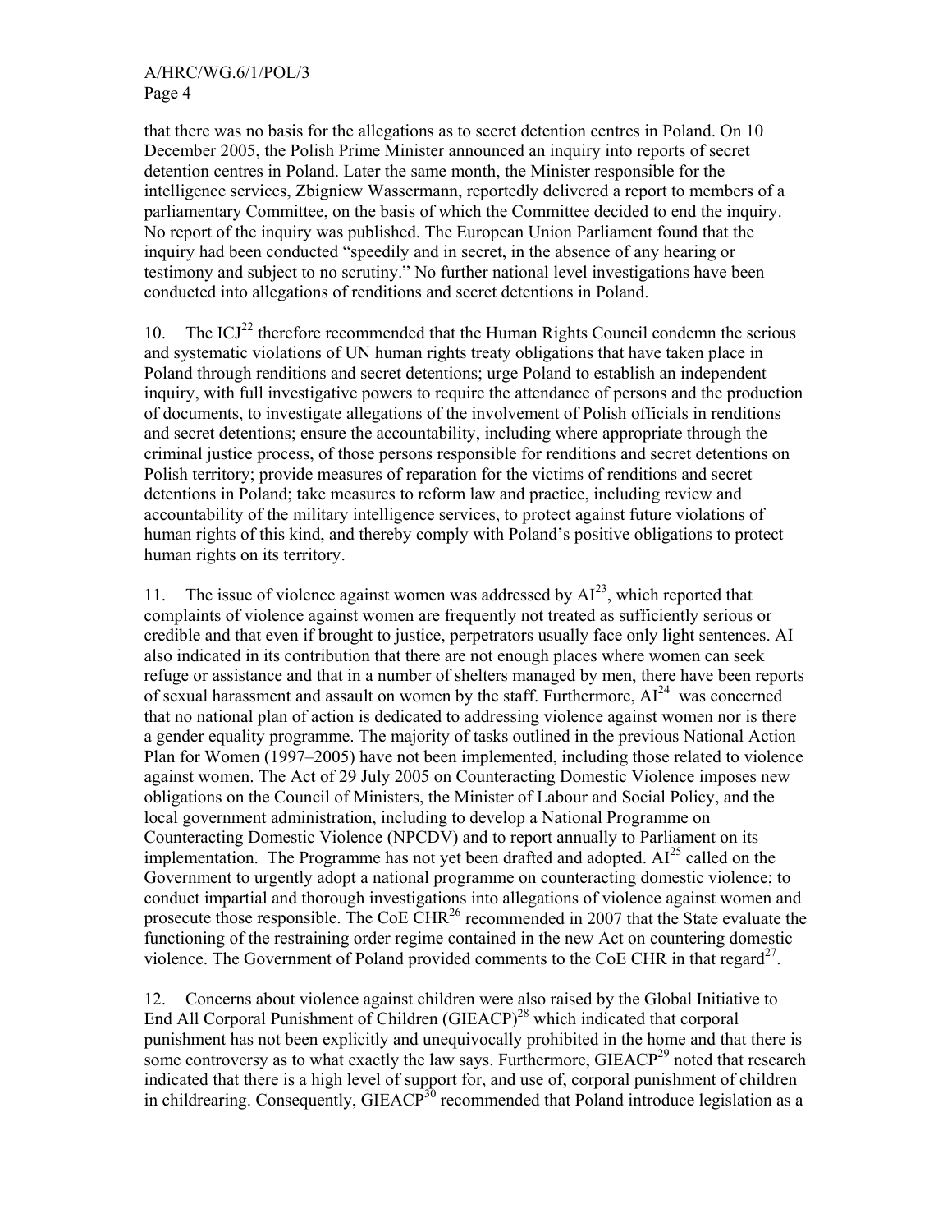that there was no basis for the allegations as to secret detention centres in Poland. On 10 December 2005, the Polish Prime Minister announced an inquiry into reports of secret detention centres in Poland. Later the same month, the Minister responsible for the intelligence services, Zbigniew Wassermann, reportedly delivered a report to members of a parliamentary Committee, on the basis of which the Committee decided to end the inquiry. No report of the inquiry was published. The European Union Parliament found that the inquiry had been conducted "speedily and in secret, in the absence of any hearing or testimony and subject to no scrutiny." No further national level investigations have been conducted into allegations of renditions and secret detentions in Poland.

10. The ICJ[22] therefore recommended that the Human Rights Council condemn the serious and systematic violations of UN human rights treaty obligations that have taken place in Poland through renditions and secret detentions; urge Poland to establish an independent inquiry, with full investigative powers to require the attendance of persons and the production of documents, to investigate allegations of the involvement of Polish officials in renditions and secret detentions; ensure the accountability, including where appropriate through the criminal justice process, of those persons responsible for renditions and secret detentions on Polish territory; provide measures of reparation for the victims of renditions and secret detentions in Poland; take measures to reform law and practice, including review and accountability of the military intelligence services, to protect against future violations of human rights of this kind, and thereby comply with Poland's positive obligations to protect human rights on its territory.

11. The issue of violence against women was addressed by AI[23], which reported that complaints of violence against women are frequently not treated as sufficiently serious or credible and that even if brought to justice, perpetrators usually face only light sentences. AI also indicated in its contribution that there are not enough places where women can seek refuge or assistance and that in a number of shelters managed by men, there have been reports of sexual harassment and assault on women by the staff. Furthermore, AI[24] was concerned that no national plan of action is dedicated to addressing violence against women nor is there a gender equality programme. The majority of tasks outlined in the previous National Action Plan for Women (1997–2005) have not been implemented, including those related to violence against women. The Act of 29 July 2005 on Counteracting Domestic Violence imposes new obligations on the Council of Ministers, the Minister of Labour and Social Policy, and the local government administration, including to develop a National Programme on Counteracting Domestic Violence (NPCDV) and to report annually to Parliament on its implementation. The Programme has not yet been drafted and adopted. AI[25] called on the Government to urgently adopt a national programme on counteracting domestic violence; to conduct impartial and thorough investigations into allegations of violence against women and prosecute those responsible. The CoE CHR[26] recommended in 2007 that the State evaluate the functioning of the restraining order regime contained in the new Act on countering domestic violence. The Government of Poland provided comments to the CoE CHR in that regard[27].

12. Concerns about violence against children were also raised by the Global Initiative to End All Corporal Punishment of Children (GIEACP)[28] which indicated that corporal punishment has not been explicitly and unequivocally prohibited in the home and that there is some controversy as to what exactly the law says. Furthermore, GIEACP[29] noted that research indicated that there is a high level of support for, and use of, corporal punishment of children in childrearing. Consequently, GIEACP[30] recommended that Poland introduce legislation as a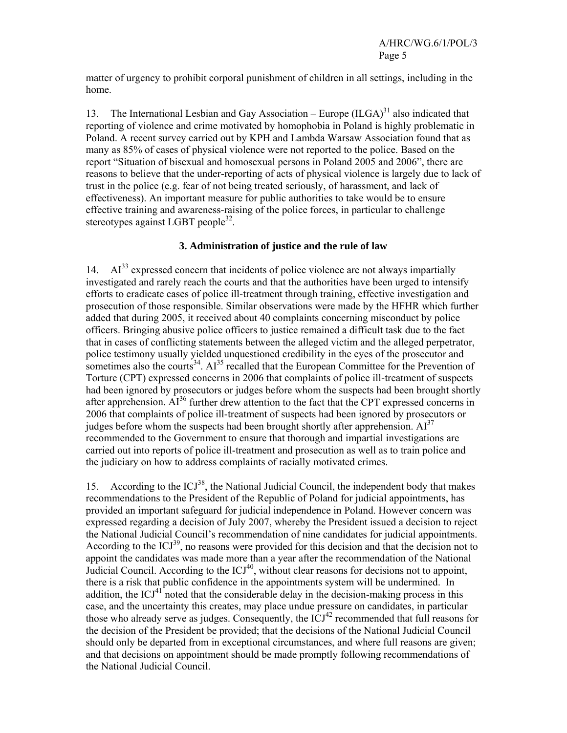matter of urgency to prohibit corporal punishment of children in all settings, including in the home.

13. The International Lesbian and Gay Association – Europe (ILGA)[31] also indicated that reporting of violence and crime motivated by homophobia in Poland is highly problematic in Poland. A recent survey carried out by KPH and Lambda Warsaw Association found that as many as 85% of cases of physical violence were not reported to the police. Based on the report "Situation of bisexual and homosexual persons in Poland 2005 and 2006", there are reasons to believe that the under-reporting of acts of physical violence is largely due to lack of trust in the police (e.g. fear of not being treated seriously, of harassment, and lack of effectiveness). An important measure for public authorities to take would be to ensure effective training and awareness-raising of the police forces, in particular to challenge stereotypes against LGBT people[32].

### 3. Administration of justice and the rule of law

14. AI[33] expressed concern that incidents of police violence are not always impartially investigated and rarely reach the courts and that the authorities have been urged to intensify efforts to eradicate cases of police ill-treatment through training, effective investigation and prosecution of those responsible. Similar observations were made by the HFHR which further added that during 2005, it received about 40 complaints concerning misconduct by police officers. Bringing abusive police officers to justice remained a difficult task due to the fact that in cases of conflicting statements between the alleged victim and the alleged perpetrator, police testimony usually yielded unquestioned credibility in the eyes of the prosecutor and sometimes also the courts[34]. AI[35] recalled that the European Committee for the Prevention of Torture (CPT) expressed concerns in 2006 that complaints of police ill-treatment of suspects had been ignored by prosecutors or judges before whom the suspects had been brought shortly after apprehension. AI[36] further drew attention to the fact that the CPT expressed concerns in 2006 that complaints of police ill-treatment of suspects had been ignored by prosecutors or judges before whom the suspects had been brought shortly after apprehension. AI[37] recommended to the Government to ensure that thorough and impartial investigations are carried out into reports of police ill-treatment and prosecution as well as to train police and the judiciary on how to address complaints of racially motivated crimes.

15. According to the ICJ[38], the National Judicial Council, the independent body that makes recommendations to the President of the Republic of Poland for judicial appointments, has provided an important safeguard for judicial independence in Poland. However concern was expressed regarding a decision of July 2007, whereby the President issued a decision to reject the National Judicial Council's recommendation of nine candidates for judicial appointments. According to the ICJ[39], no reasons were provided for this decision and that the decision not to appoint the candidates was made more than a year after the recommendation of the National Judicial Council. According to the ICJ[40], without clear reasons for decisions not to appoint, there is a risk that public confidence in the appointments system will be undermined. In addition, the ICJ[41] noted that the considerable delay in the decision-making process in this case, and the uncertainty this creates, may place undue pressure on candidates, in particular those who already serve as judges. Consequently, the ICJ[42] recommended that full reasons for the decision of the President be provided; that the decisions of the National Judicial Council should only be departed from in exceptional circumstances, and where full reasons are given; and that decisions on appointment should be made promptly following recommendations of the National Judicial Council.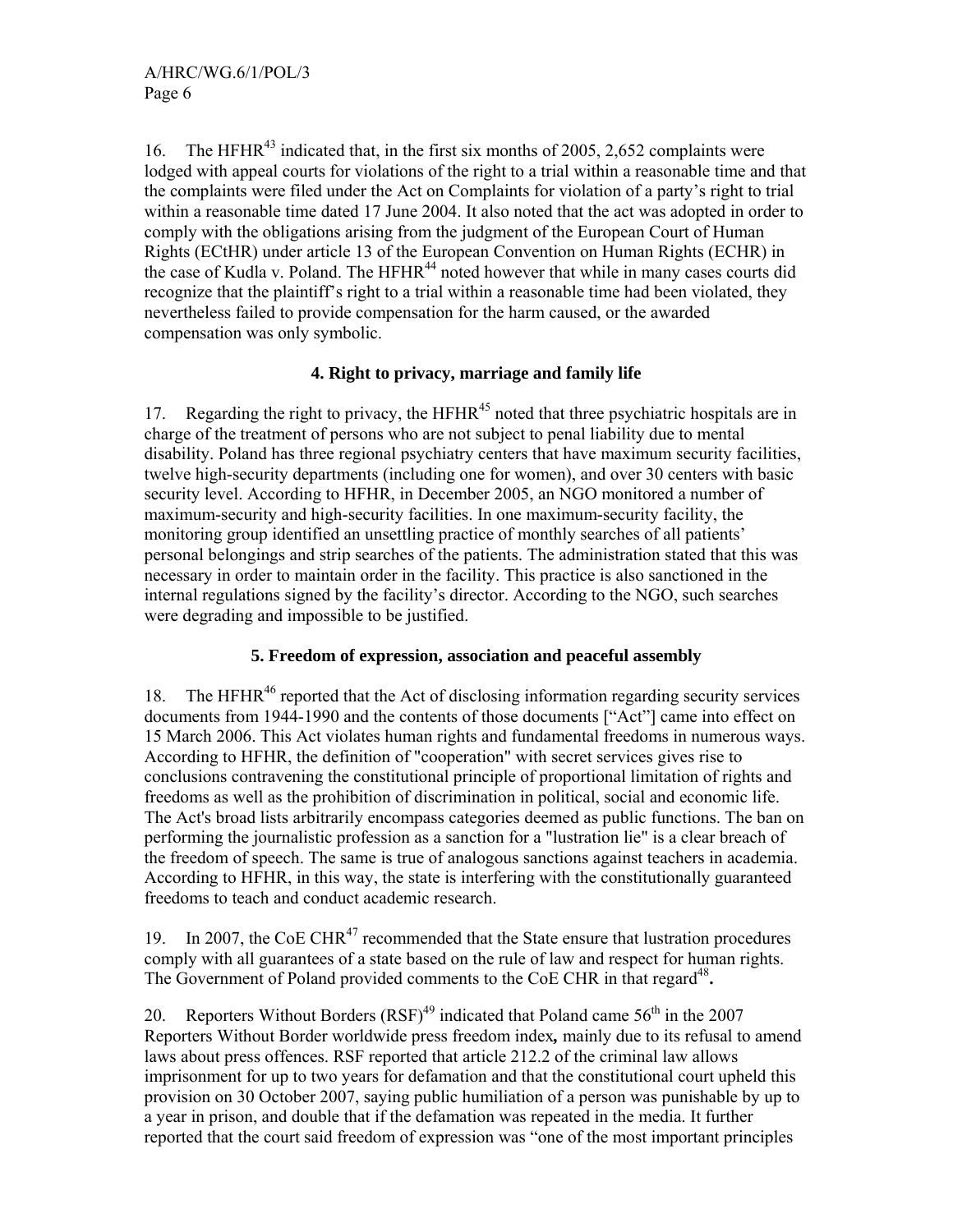16. The HFHR[43] indicated that, in the first six months of 2005, 2,652 complaints were lodged with appeal courts for violations of the right to a trial within a reasonable time and that the complaints were filed under the Act on Complaints for violation of a party's right to trial within a reasonable time dated 17 June 2004. It also noted that the act was adopted in order to comply with the obligations arising from the judgment of the European Court of Human Rights (ECtHR) under article 13 of the European Convention on Human Rights (ECHR) in the case of Kudla v. Poland. The HFHR[44] noted however that while in many cases courts did recognize that the plaintiff's right to a trial within a reasonable time had been violated, they nevertheless failed to provide compensation for the harm caused, or the awarded compensation was only symbolic.

### 4. Right to privacy, marriage and family life

17. Regarding the right to privacy, the HFHR[45] noted that three psychiatric hospitals are in charge of the treatment of persons who are not subject to penal liability due to mental disability. Poland has three regional psychiatry centers that have maximum security facilities, twelve high-security departments (including one for women), and over 30 centers with basic security level. According to HFHR, in December 2005, an NGO monitored a number of maximum-security and high-security facilities. In one maximum-security facility, the monitoring group identified an unsettling practice of monthly searches of all patients' personal belongings and strip searches of the patients. The administration stated that this was necessary in order to maintain order in the facility. This practice is also sanctioned in the internal regulations signed by the facility's director. According to the NGO, such searches were degrading and impossible to be justified.

### 5. Freedom of expression, association and peaceful assembly

18. The HFHR[46] reported that the Act of disclosing information regarding security services documents from 1944-1990 and the contents of those documents ["Act"] came into effect on 15 March 2006. This Act violates human rights and fundamental freedoms in numerous ways. According to HFHR, the definition of "cooperation" with secret services gives rise to conclusions contravening the constitutional principle of proportional limitation of rights and freedoms as well as the prohibition of discrimination in political, social and economic life. The Act's broad lists arbitrarily encompass categories deemed as public functions. The ban on performing the journalistic profession as a sanction for a "lustration lie" is a clear breach of the freedom of speech. The same is true of analogous sanctions against teachers in academia. According to HFHR, in this way, the state is interfering with the constitutionally guaranteed freedoms to teach and conduct academic research.

19. In 2007, the CoE CHR[47] recommended that the State ensure that lustration procedures comply with all guarantees of a state based on the rule of law and respect for human rights. The Government of Poland provided comments to the CoE CHR in that regard[48]**.**

20. Reporters Without Borders (RSF)[49] indicated that Poland came 56th in the 2007 Reporters Without Border worldwide press freedom index**,** mainly due to its refusal to amend laws about press offences. RSF reported that article 212.2 of the criminal law allows imprisonment for up to two years for defamation and that the constitutional court upheld this provision on 30 October 2007, saying public humiliation of a person was punishable by up to a year in prison, and double that if the defamation was repeated in the media. It further reported that the court said freedom of expression was "one of the most important principles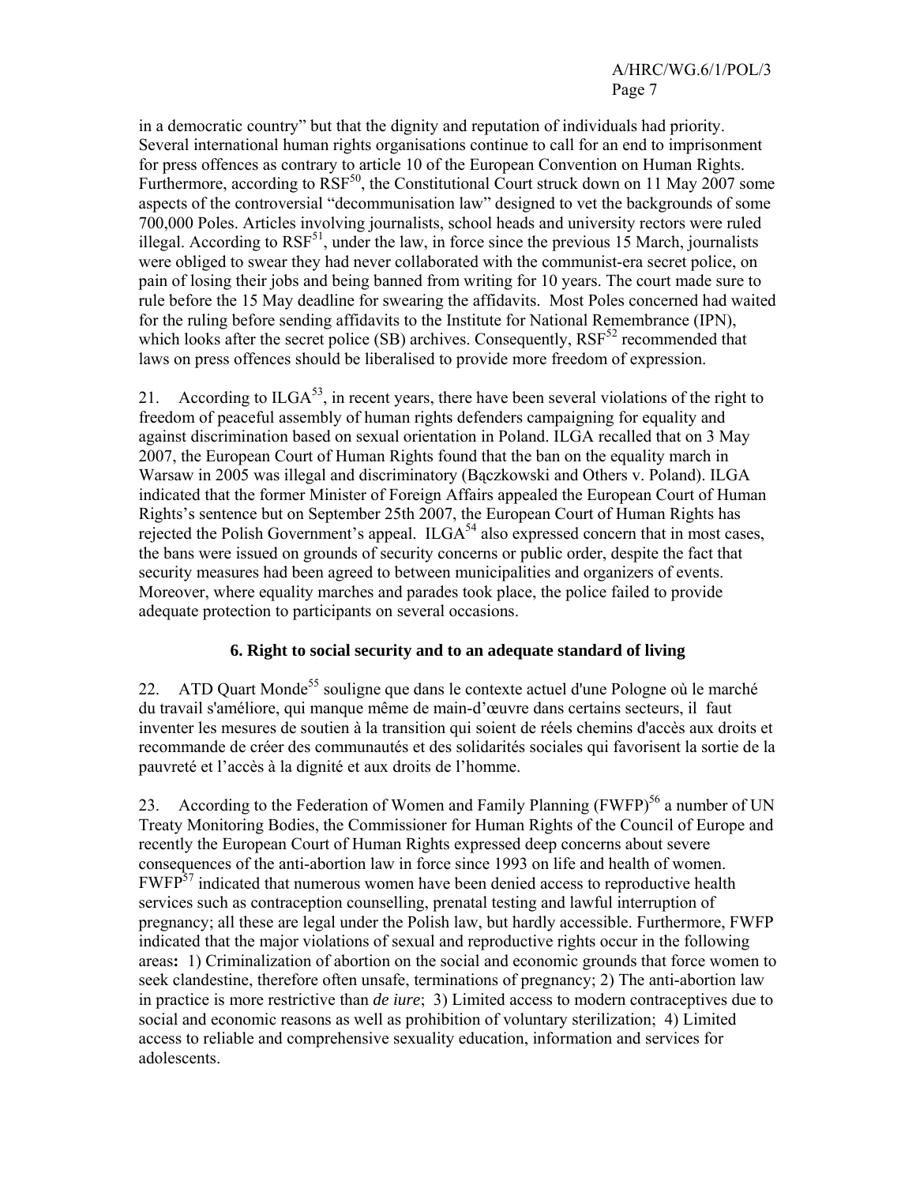in a democratic country" but that the dignity and reputation of individuals had priority. Several international human rights organisations continue to call for an end to imprisonment for press offences as contrary to article 10 of the European Convention on Human Rights. Furthermore, according to RSF[50], the Constitutional Court struck down on 11 May 2007 some aspects of the controversial "decommunisation law" designed to vet the backgrounds of some 700,000 Poles. Articles involving journalists, school heads and university rectors were ruled illegal. According to RSF[51], under the law, in force since the previous 15 March, journalists were obliged to swear they had never collaborated with the communist-era secret police, on pain of losing their jobs and being banned from writing for 10 years. The court made sure to rule before the 15 May deadline for swearing the affidavits. Most Poles concerned had waited for the ruling before sending affidavits to the Institute for National Remembrance (IPN), which looks after the secret police (SB) archives. Consequently, RSF[52] recommended that laws on press offences should be liberalised to provide more freedom of expression.

21. According to ILGA[53], in recent years, there have been several violations of the right to freedom of peaceful assembly of human rights defenders campaigning for equality and against discrimination based on sexual orientation in Poland. ILGA recalled that on 3 May 2007, the European Court of Human Rights found that the ban on the equality march in Warsaw in 2005 was illegal and discriminatory (Bączkowski and Others v. Poland). ILGA indicated that the former Minister of Foreign Affairs appealed the European Court of Human Rights's sentence but on September 25th 2007, the European Court of Human Rights has rejected the Polish Government's appeal. ILGA[54] also expressed concern that in most cases, the bans were issued on grounds of security concerns or public order, despite the fact that security measures had been agreed to between municipalities and organizers of events. Moreover, where equality marches and parades took place, the police failed to provide adequate protection to participants on several occasions.

### 6. Right to social security and to an adequate standard of living

22. ATD Quart Monde[55] souligne que dans le contexte actuel d'une Pologne où le marché du travail s'améliore, qui manque même de main-d'œuvre dans certains secteurs, il faut inventer les mesures de soutien à la transition qui soient de réels chemins d'accès aux droits et recommande de créer des communautés et des solidarités sociales qui favorisent la sortie de la pauvreté et l'accès à la dignité et aux droits de l'homme.

23. According to the Federation of Women and Family Planning (FWFP)[56] a number of UN Treaty Monitoring Bodies, the Commissioner for Human Rights of the Council of Europe and recently the European Court of Human Rights expressed deep concerns about severe consequences of the anti-abortion law in force since 1993 on life and health of women. FWFP[57] indicated that numerous women have been denied access to reproductive health services such as contraception counselling, prenatal testing and lawful interruption of pregnancy; all these are legal under the Polish law, but hardly accessible. Furthermore, FWFP indicated that the major violations of sexual and reproductive rights occur in the following areas**:** 1) Criminalization of abortion on the social and economic grounds that force women to seek clandestine, therefore often unsafe, terminations of pregnancy; 2) The anti-abortion law in practice is more restrictive than *de iure*; 3) Limited access to modern contraceptives due to social and economic reasons as well as prohibition of voluntary sterilization; 4) Limited access to reliable and comprehensive sexuality education, information and services for adolescents.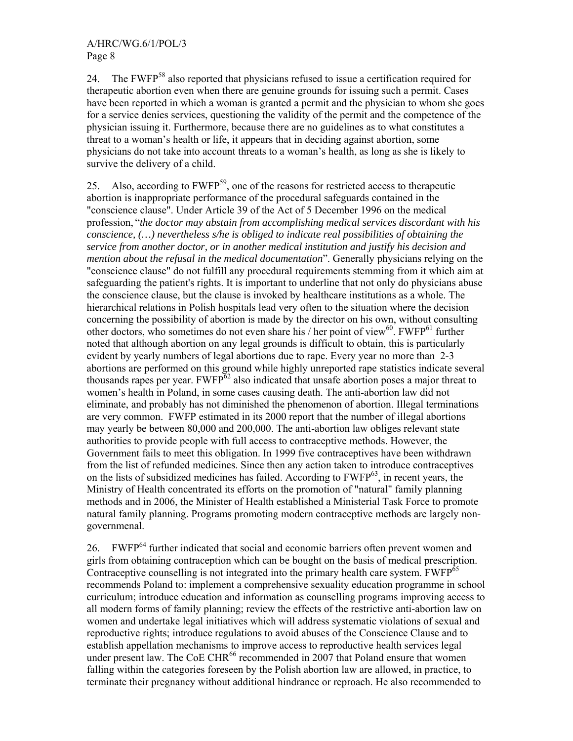24. The FWFP[58] also reported that physicians refused to issue a certification required for therapeutic abortion even when there are genuine grounds for issuing such a permit. Cases have been reported in which a woman is granted a permit and the physician to whom she goes for a service denies services, questioning the validity of the permit and the competence of the physician issuing it. Furthermore, because there are no guidelines as to what constitutes a threat to a woman's health or life, it appears that in deciding against abortion, some physicians do not take into account threats to a woman's health, as long as she is likely to survive the delivery of a child.

25. Also, according to FWFP[59], one of the reasons for restricted access to therapeutic abortion is inappropriate performance of the procedural safeguards contained in the "conscience clause". Under Article 39 of the Act of 5 December 1996 on the medical profession, "*the doctor may abstain from accomplishing medical services discordant with his conscience, (…) nevertheless s/he is obliged to indicate real possibilities of obtaining the service from another doctor, or in another medical institution and justify his decision and mention about the refusal in the medical documentation*". Generally physicians relying on the "conscience clause" do not fulfill any procedural requirements stemming from it which aim at safeguarding the patient's rights. It is important to underline that not only do physicians abuse the conscience clause, but the clause is invoked by healthcare institutions as a whole. The hierarchical relations in Polish hospitals lead very often to the situation where the decision concerning the possibility of abortion is made by the director on his own, without consulting other doctors, who sometimes do not even share his / her point of view[60]. FWFP[61] further noted that although abortion on any legal grounds is difficult to obtain, this is particularly evident by yearly numbers of legal abortions due to rape. Every year no more than 2-3 abortions are performed on this ground while highly unreported rape statistics indicate several thousands rapes per year. FWFP[62] also indicated that unsafe abortion poses a major threat to women's health in Poland, in some cases causing death. The anti-abortion law did not eliminate, and probably has not diminished the phenomenon of abortion. Illegal terminations are very common. FWFP estimated in its 2000 report that the number of illegal abortions may yearly be between 80,000 and 200,000. The anti-abortion law obliges relevant state authorities to provide people with full access to contraceptive methods. However, the Government fails to meet this obligation. In 1999 five contraceptives have been withdrawn from the list of refunded medicines. Since then any action taken to introduce contraceptives on the lists of subsidized medicines has failed. According to FWFP[63], in recent years, the Ministry of Health concentrated its efforts on the promotion of "natural" family planning methods and in 2006, the Minister of Health established a Ministerial Task Force to promote natural family planning. Programs promoting modern contraceptive methods are largely non-governmenal.

26. FWFP[64] further indicated that social and economic barriers often prevent women and girls from obtaining contraception which can be bought on the basis of medical prescription. Contraceptive counselling is not integrated into the primary health care system. FWFP[65] recommends Poland to: implement a comprehensive sexuality education programme in school curriculum; introduce education and information as counselling programs improving access to all modern forms of family planning; review the effects of the restrictive anti-abortion law on women and undertake legal initiatives which will address systematic violations of sexual and reproductive rights; introduce regulations to avoid abuses of the Conscience Clause and to establish appellation mechanisms to improve access to reproductive health services legal under present law. The CoE CHR[66] recommended in 2007 that Poland ensure that women falling within the categories foreseen by the Polish abortion law are allowed, in practice, to terminate their pregnancy without additional hindrance or reproach. He also recommended to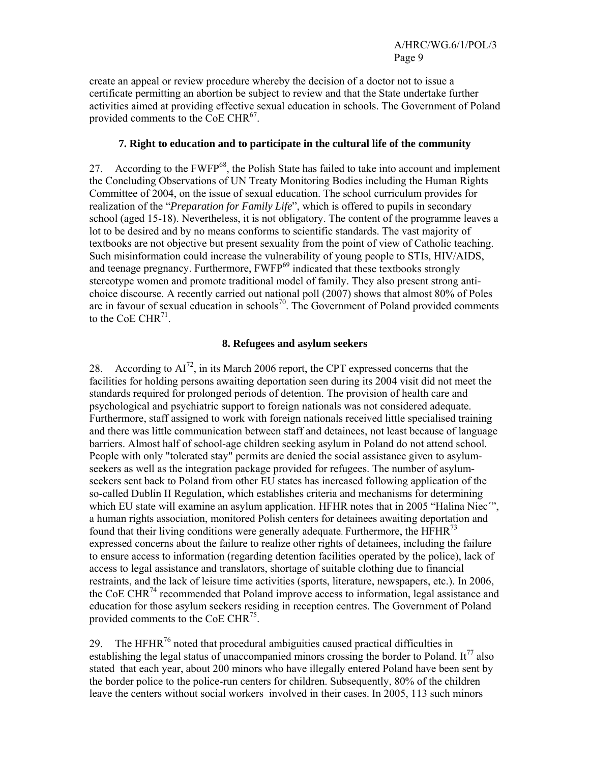create an appeal or review procedure whereby the decision of a doctor not to issue a certificate permitting an abortion be subject to review and that the State undertake further activities aimed at providing effective sexual education in schools. The Government of Poland provided comments to the CoE CHR[67].

### 7. Right to education and to participate in the cultural life of the community

27. According to the FWFP[68], the Polish State has failed to take into account and implement the Concluding Observations of UN Treaty Monitoring Bodies including the Human Rights Committee of 2004, on the issue of sexual education. The school curriculum provides for realization of the "*Preparation for Family Life*", which is offered to pupils in secondary school (aged 15-18). Nevertheless, it is not obligatory. The content of the programme leaves a lot to be desired and by no means conforms to scientific standards. The vast majority of textbooks are not objective but present sexuality from the point of view of Catholic teaching. Such misinformation could increase the vulnerability of young people to STIs, HIV/AIDS, and teenage pregnancy. Furthermore, FWFP[69] indicated that these textbooks strongly stereotype women and promote traditional model of family. They also present strong anti-choice discourse. A recently carried out national poll (2007) shows that almost 80% of Poles are in favour of sexual education in schools[70]. The Government of Poland provided comments to the CoE CHR[71].

### 8. Refugees and asylum seekers

28. According to AI[72], in its March 2006 report, the CPT expressed concerns that the facilities for holding persons awaiting deportation seen during its 2004 visit did not meet the standards required for prolonged periods of detention. The provision of health care and psychological and psychiatric support to foreign nationals was not considered adequate. Furthermore, staff assigned to work with foreign nationals received little specialised training and there was little communication between staff and detainees, not least because of language barriers. Almost half of school-age children seeking asylum in Poland do not attend school. People with only "tolerated stay" permits are denied the social assistance given to asylum-seekers as well as the integration package provided for refugees. The number of asylum-seekers sent back to Poland from other EU states has increased following application of the so-called Dublin II Regulation, which establishes criteria and mechanisms for determining which EU state will examine an asylum application. HFHR notes that in 2005 "Halina Niec´", a human rights association, monitored Polish centers for detainees awaiting deportation and found that their living conditions were generally adequate. Furthermore, the HFHR[73] expressed concerns about the failure to realize other rights of detainees, including the failure to ensure access to information (regarding detention facilities operated by the police), lack of access to legal assistance and translators, shortage of suitable clothing due to financial restraints, and the lack of leisure time activities (sports, literature, newspapers, etc.). In 2006, the CoE CHR[74] recommended that Poland improve access to information, legal assistance and education for those asylum seekers residing in reception centres. The Government of Poland provided comments to the CoE CHR[75].

29. The HFHR[76] noted that procedural ambiguities caused practical difficulties in establishing the legal status of unaccompanied minors crossing the border to Poland. It[77] also stated that each year, about 200 minors who have illegally entered Poland have been sent by the border police to the police-run centers for children. Subsequently, 80% of the children leave the centers without social workers involved in their cases. In 2005, 113 such minors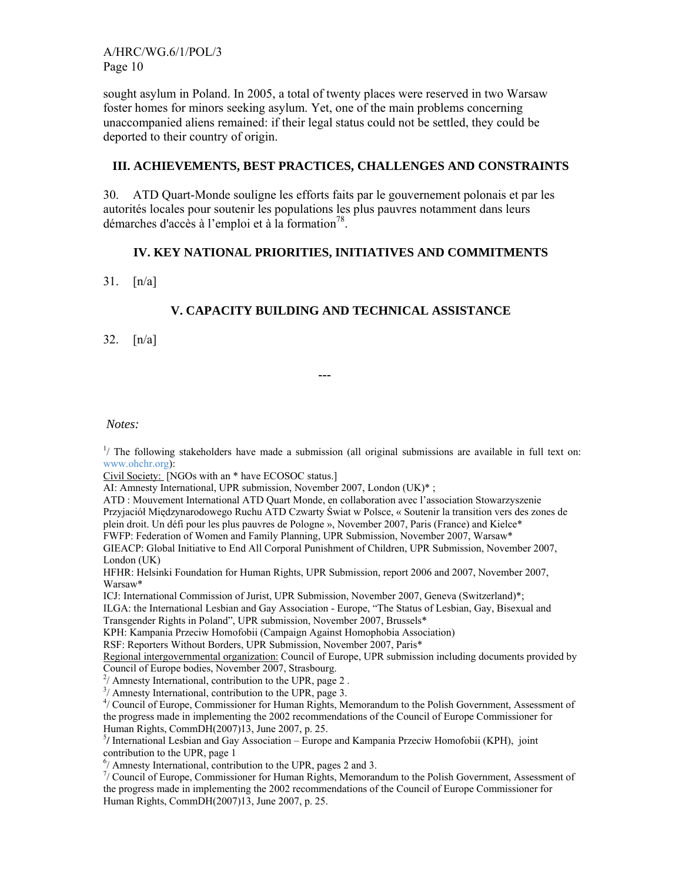sought asylum in Poland. In 2005, a total of twenty places were reserved in two Warsaw foster homes for minors seeking asylum. Yet, one of the main problems concerning unaccompanied aliens remained: if their legal status could not be settled, they could be deported to their country of origin.

## III. ACHIEVEMENTS, BEST PRACTICES, CHALLENGES AND CONSTRAINTS

30. ATD Quart-Monde souligne les efforts faits par le gouvernement polonais et par les autorités locales pour soutenir les populations les plus pauvres notamment dans leurs démarches d'accès à l'emploi et à la formation[78].

## IV. KEY NATIONAL PRIORITIES, INITIATIVES AND COMMITMENTS

31. [n/a]

## V. CAPACITY BUILDING AND TECHNICAL ASSISTANCE

32. [n/a]

---

*Notes:*

[1]/ The following stakeholders have made a submission (all original submissions are available in full text on: www.ohchr.org):

Civil Society: [NGOs with an * have ECOSOC status.]

AI: Amnesty International, UPR submission, November 2007, London (UK)* ;

ATD : Mouvement International ATD Quart Monde, en collaboration avec l'association Stowarzyszenie Przyjaciół Międzynarodowego Ruchu ATD Czwarty Świat w Polsce, « Soutenir la transition vers des zones de plein droit. Un défi pour les plus pauvres de Pologne », November 2007, Paris (France) and Kielce*

FWFP: Federation of Women and Family Planning, UPR Submission, November 2007, Warsaw*

GIEACP: Global Initiative to End All Corporal Punishment of Children, UPR Submission, November 2007, London (UK)

HFHR: Helsinki Foundation for Human Rights, UPR Submission, report 2006 and 2007, November 2007, Warsaw*

ICJ: International Commission of Jurist, UPR Submission, November 2007, Geneva (Switzerland)*;

ILGA: the International Lesbian and Gay Association - Europe, "The Status of Lesbian, Gay, Bisexual and Transgender Rights in Poland", UPR submission, November 2007, Brussels*

KPH: Kampania Przeciw Homofobii (Campaign Against Homophobia Association)

RSF: Reporters Without Borders, UPR Submission, November 2007, Paris*

Regional intergovernmental organization: Council of Europe, UPR submission including documents provided by Council of Europe bodies, November 2007, Strasbourg.

[2]/ Amnesty International, contribution to the UPR, page 2 .

[3]/ Amnesty International, contribution to the UPR, page 3.

[4]/ Council of Europe, Commissioner for Human Rights, Memorandum to the Polish Government, Assessment of the progress made in implementing the 2002 recommendations of the Council of Europe Commissioner for Human Rights, CommDH(2007)13, June 2007, p. 25.

[5]/ International Lesbian and Gay Association – Europe and Kampania Przeciw Homofobii (KPH), joint contribution to the UPR, page 1

[6]/ Amnesty International, contribution to the UPR, pages 2 and 3.

[7]/ Council of Europe, Commissioner for Human Rights, Memorandum to the Polish Government, Assessment of the progress made in implementing the 2002 recommendations of the Council of Europe Commissioner for Human Rights, CommDH(2007)13, June 2007, p. 25.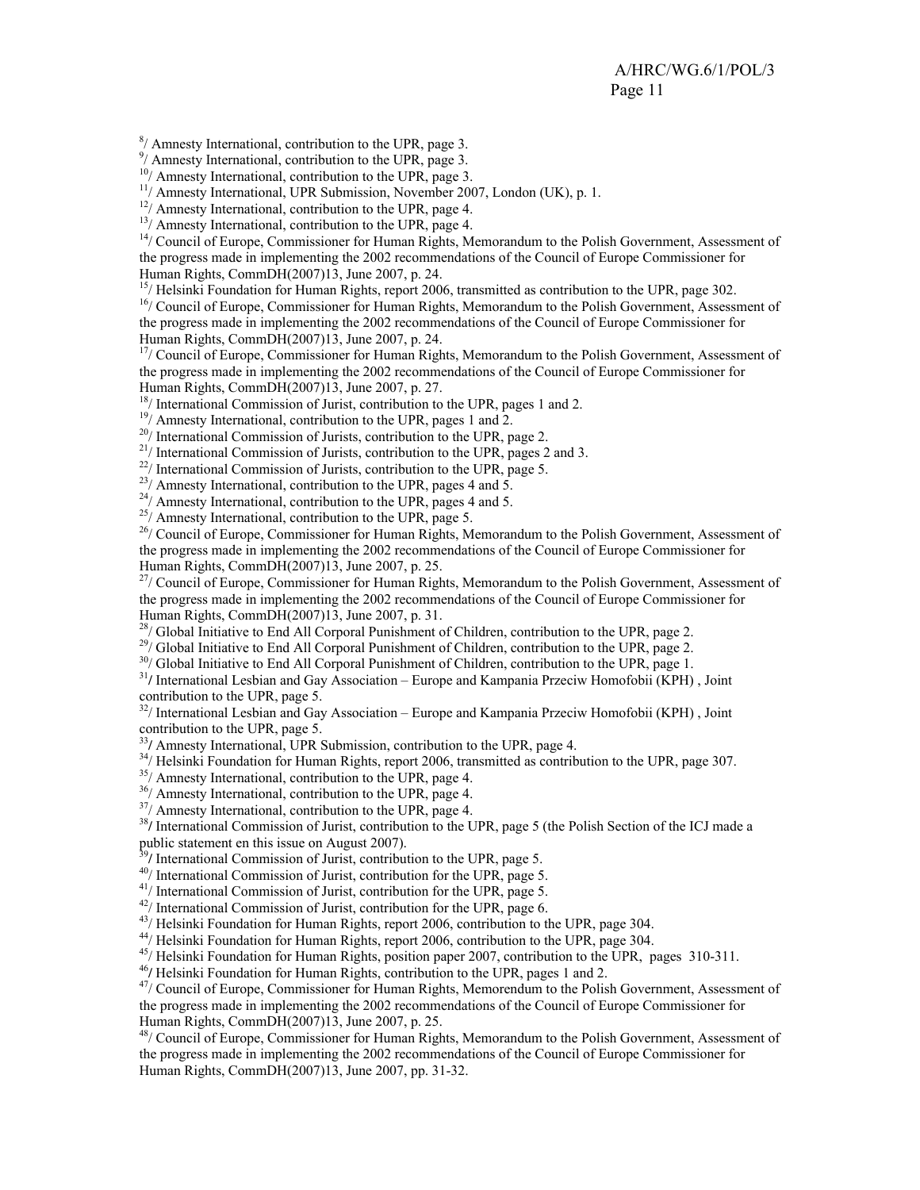[8]/ Amnesty International, contribution to the UPR, page 3.

[9]/ Amnesty International, contribution to the UPR, page 3.

[10]/ Amnesty International, contribution to the UPR, page 3.

[11]/ Amnesty International, UPR Submission, November 2007, London (UK), p. 1.

[12]/ Amnesty International, contribution to the UPR, page 4.

[13]/ Amnesty International, contribution to the UPR, page 4.

[14]/ Council of Europe, Commissioner for Human Rights, Memorandum to the Polish Government, Assessment of the progress made in implementing the 2002 recommendations of the Council of Europe Commissioner for Human Rights, CommDH(2007)13, June 2007, p. 24.

[15]/ Helsinki Foundation for Human Rights, report 2006, transmitted as contribution to the UPR, page 302.

[16]/ Council of Europe, Commissioner for Human Rights, Memorandum to the Polish Government, Assessment of the progress made in implementing the 2002 recommendations of the Council of Europe Commissioner for Human Rights, CommDH(2007)13, June 2007, p. 24.

[17]/ Council of Europe, Commissioner for Human Rights, Memorandum to the Polish Government, Assessment of the progress made in implementing the 2002 recommendations of the Council of Europe Commissioner for Human Rights, CommDH(2007)13, June 2007, p. 27.

[18]/ International Commission of Jurist, contribution to the UPR, pages 1 and 2.

[19]/ Amnesty International, contribution to the UPR, pages 1 and 2.

[20]/ International Commission of Jurists, contribution to the UPR, page 2.

[21]/ International Commission of Jurists, contribution to the UPR, pages 2 and 3.

[22]/ International Commission of Jurists, contribution to the UPR, page 5.

[23]/ Amnesty International, contribution to the UPR, pages 4 and 5.

[24]/ Amnesty International, contribution to the UPR, pages 4 and 5.

[25]/ Amnesty International, contribution to the UPR, page 5.

[26]/ Council of Europe, Commissioner for Human Rights, Memorandum to the Polish Government, Assessment of the progress made in implementing the 2002 recommendations of the Council of Europe Commissioner for Human Rights, CommDH(2007)13, June 2007, p. 25.

[27]/ Council of Europe, Commissioner for Human Rights, Memorandum to the Polish Government, Assessment of the progress made in implementing the 2002 recommendations of the Council of Europe Commissioner for Human Rights, CommDH(2007)13, June 2007, p. 31.

[28]/ Global Initiative to End All Corporal Punishment of Children, contribution to the UPR, page 2.

[29]/ Global Initiative to End All Corporal Punishment of Children, contribution to the UPR, page 2.

[30]/ Global Initiative to End All Corporal Punishment of Children, contribution to the UPR, page 1.

[31]/ International Lesbian and Gay Association – Europe and Kampania Przeciw Homofobii (KPH) , Joint contribution to the UPR, page 5.

[32]/ International Lesbian and Gay Association – Europe and Kampania Przeciw Homofobii (KPH) , Joint contribution to the UPR, page 5.

[33]/ Amnesty International, UPR Submission, contribution to the UPR, page 4.

[34]/ Helsinki Foundation for Human Rights, report 2006, transmitted as contribution to the UPR, page 307.

[35]/ Amnesty International, contribution to the UPR, page 4.

[36]/ Amnesty International, contribution to the UPR, page 4.

[37]/ Amnesty International, contribution to the UPR, page 4.

[38]/ International Commission of Jurist, contribution to the UPR, page 5 (the Polish Section of the ICJ made a public statement en this issue on August 2007).

[39]/ International Commission of Jurist, contribution to the UPR, page 5.

[40]/ International Commission of Jurist, contribution for the UPR, page 5.

[41]/ International Commission of Jurist, contribution for the UPR, page 5.

[42]/ International Commission of Jurist, contribution for the UPR, page 6.

[43]/ Helsinki Foundation for Human Rights, report 2006, contribution to the UPR, page 304.

[44]/ Helsinki Foundation for Human Rights, report 2006, contribution to the UPR, page 304.

[45]/ Helsinki Foundation for Human Rights, position paper 2007, contribution to the UPR, pages 310-311.

[46]/ Helsinki Foundation for Human Rights, contribution to the UPR, pages 1 and 2.

[47]/ Council of Europe, Commissioner for Human Rights, Memorendum to the Polish Government, Assessment of the progress made in implementing the 2002 recommendations of the Council of Europe Commissioner for Human Rights, CommDH(2007)13, June 2007, p. 25.

[48]/ Council of Europe, Commissioner for Human Rights, Memorandum to the Polish Government, Assessment of the progress made in implementing the 2002 recommendations of the Council of Europe Commissioner for Human Rights, CommDH(2007)13, June 2007, pp. 31-32.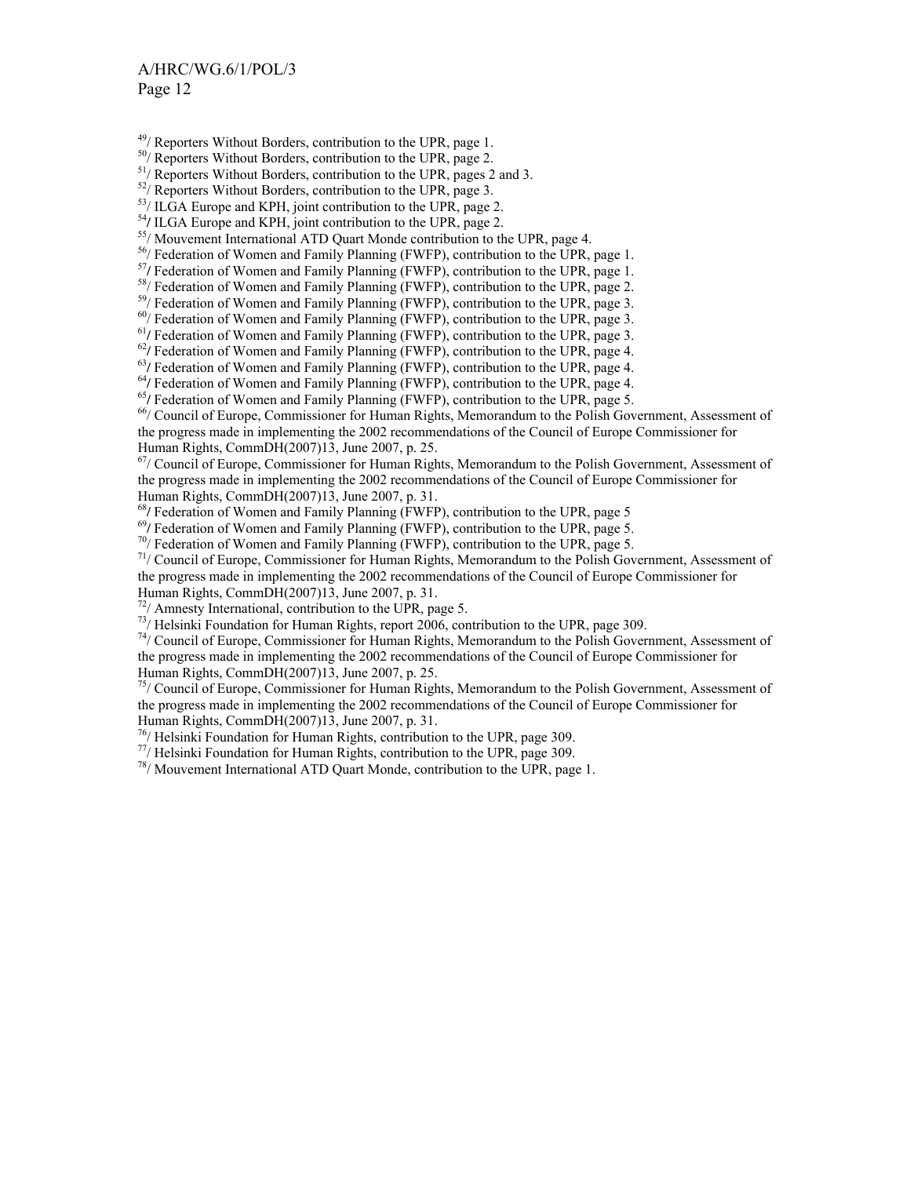[49]/ Reporters Without Borders, contribution to the UPR, page 1.
[50]/ Reporters Without Borders, contribution to the UPR, page 2.
[51]/ Reporters Without Borders, contribution to the UPR, pages 2 and 3.
[52]/ Reporters Without Borders, contribution to the UPR, page 3.
[53]/ ILGA Europe and KPH, joint contribution to the UPR, page 2.
[54]/ ILGA Europe and KPH, joint contribution to the UPR, page 2.
[55]/ Mouvement International ATD Quart Monde contribution to the UPR, page 4.
[56]/ Federation of Women and Family Planning (FWFP), contribution to the UPR, page 1.
[57]/ Federation of Women and Family Planning (FWFP), contribution to the UPR, page 1.
[58]/ Federation of Women and Family Planning (FWFP), contribution to the UPR, page 2.
[59]/ Federation of Women and Family Planning (FWFP), contribution to the UPR, page 3.
[60]/ Federation of Women and Family Planning (FWFP), contribution to the UPR, page 3.
[61]/ Federation of Women and Family Planning (FWFP), contribution to the UPR, page 3.
[62]/ Federation of Women and Family Planning (FWFP), contribution to the UPR, page 4.
[63]/ Federation of Women and Family Planning (FWFP), contribution to the UPR, page 4.
[64]/ Federation of Women and Family Planning (FWFP), contribution to the UPR, page 4.
[65]/ Federation of Women and Family Planning (FWFP), contribution to the UPR, page 5.
[66]/ Council of Europe, Commissioner for Human Rights, Memorandum to the Polish Government, Assessment of the progress made in implementing the 2002 recommendations of the Council of Europe Commissioner for Human Rights, CommDH(2007)13, June 2007, p. 25.
[67]/ Council of Europe, Commissioner for Human Rights, Memorandum to the Polish Government, Assessment of the progress made in implementing the 2002 recommendations of the Council of Europe Commissioner for Human Rights, CommDH(2007)13, June 2007, p. 31.
[68]/ Federation of Women and Family Planning (FWFP), contribution to the UPR, page 5
[69]/ Federation of Women and Family Planning (FWFP), contribution to the UPR, page 5.
[70]/ Federation of Women and Family Planning (FWFP), contribution to the UPR, page 5.
[71]/ Council of Europe, Commissioner for Human Rights, Memorandum to the Polish Government, Assessment of the progress made in implementing the 2002 recommendations of the Council of Europe Commissioner for Human Rights, CommDH(2007)13, June 2007, p. 31.
[72]/ Amnesty International, contribution to the UPR, page 5.
[73]/ Helsinki Foundation for Human Rights, report 2006, contribution to the UPR, page 309.
[74]/ Council of Europe, Commissioner for Human Rights, Memorandum to the Polish Government, Assessment of the progress made in implementing the 2002 recommendations of the Council of Europe Commissioner for Human Rights, CommDH(2007)13, June 2007, p. 25.
[75]/ Council of Europe, Commissioner for Human Rights, Memorandum to the Polish Government, Assessment of the progress made in implementing the 2002 recommendations of the Council of Europe Commissioner for Human Rights, CommDH(2007)13, June 2007, p. 31.
[76]/ Helsinki Foundation for Human Rights, contribution to the UPR, page 309.
[77]/ Helsinki Foundation for Human Rights, contribution to the UPR, page 309.
[78]/ Mouvement International ATD Quart Monde, contribution to the UPR, page 1.